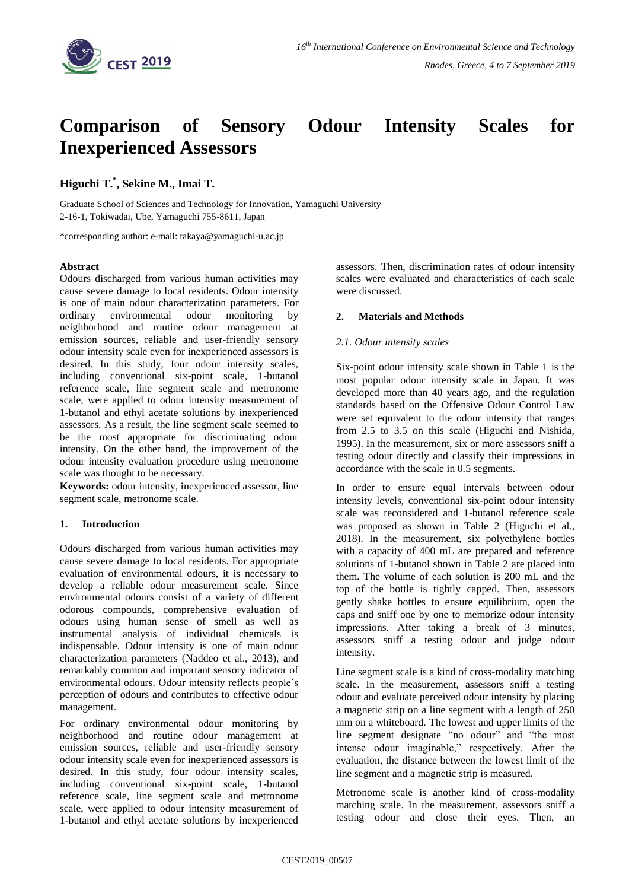# Comparison of Sensory Odour Intensity Scales for Inexperienced Assessors

**Higuchi T.[*], Sekine M., Imai T.**

Graduate School of Sciences and Technology for Innovation, Yamaguchi University
2-16-1, Tokiwadai, Ube, Yamaguchi 755-8611, Japan

*corresponding author: e-mail: takaya@yamaguchi-u.ac.jp

**Abstract**

Odours discharged from various human activities may cause severe damage to local residents. Odour intensity is one of main odour characterization parameters. For ordinary environmental odour monitoring by neighborhood and routine odour management at emission sources, reliable and user-friendly sensory odour intensity scale even for inexperienced assessors is desired. In this study, four odour intensity scales, including conventional six-point scale, 1-butanol reference scale, line segment scale and metronome scale, were applied to odour intensity measurement of 1-butanol and ethyl acetate solutions by inexperienced assessors. As a result, the line segment scale seemed to be the most appropriate for discriminating odour intensity. On the other hand, the improvement of the odour intensity evaluation procedure using metronome scale was thought to be necessary.

**Keywords:** odour intensity, inexperienced assessor, line segment scale, metronome scale.

## 1. Introduction

Odours discharged from various human activities may cause severe damage to local residents. For appropriate evaluation of environmental odours, it is necessary to develop a reliable odour measurement scale. Since environmental odours consist of a variety of different odorous compounds, comprehensive evaluation of odours using human sense of smell as well as instrumental analysis of individual chemicals is indispensable. Odour intensity is one of main odour characterization parameters (Naddeo et al., 2013), and remarkably common and important sensory indicator of environmental odours. Odour intensity reflects people's perception of odours and contributes to effective odour management.

For ordinary environmental odour monitoring by neighborhood and routine odour management at emission sources, reliable and user-friendly sensory odour intensity scale even for inexperienced assessors is desired. In this study, four odour intensity scales, including conventional six-point scale, 1-butanol reference scale, line segment scale and metronome scale, were applied to odour intensity measurement of 1-butanol and ethyl acetate solutions by inexperienced assessors. Then, discrimination rates of odour intensity scales were evaluated and characteristics of each scale were discussed.

## 2. Materials and Methods

### 2.1. Odour intensity scales

Six-point odour intensity scale shown in Table 1 is the most popular odour intensity scale in Japan. It was developed more than 40 years ago, and the regulation standards based on the Offensive Odour Control Law were set equivalent to the odour intensity that ranges from 2.5 to 3.5 on this scale (Higuchi and Nishida, 1995). In the measurement, six or more assessors sniff a testing odour directly and classify their impressions in accordance with the scale in 0.5 segments.

In order to ensure equal intervals between odour intensity levels, conventional six-point odour intensity scale was reconsidered and 1-butanol reference scale was proposed as shown in Table 2 (Higuchi et al., 2018). In the measurement, six polyethylene bottles with a capacity of 400 mL are prepared and reference solutions of 1-butanol shown in Table 2 are placed into them. The volume of each solution is 200 mL and the top of the bottle is tightly capped. Then, assessors gently shake bottles to ensure equilibrium, open the caps and sniff one by one to memorize odour intensity impressions. After taking a break of 3 minutes, assessors sniff a testing odour and judge odour intensity.

Line segment scale is a kind of cross-modality matching scale. In the measurement, assessors sniff a testing odour and evaluate perceived odour intensity by placing a magnetic strip on a line segment with a length of 250 mm on a whiteboard. The lowest and upper limits of the line segment designate "no odour" and "the most intense odour imaginable," respectively. After the evaluation, the distance between the lowest limit of the line segment and a magnetic strip is measured.

Metronome scale is another kind of cross-modality matching scale. In the measurement, assessors sniff a testing odour and close their eyes. Then, an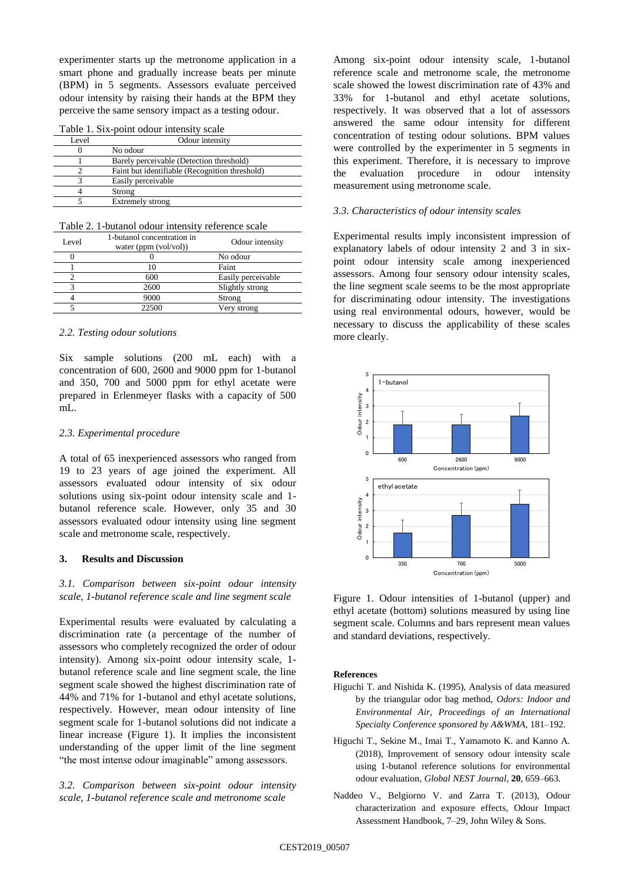experimenter starts up the metronome application in a smart phone and gradually increase beats per minute (BPM) in 5 segments. Assessors evaluate perceived odour intensity by raising their hands at the BPM they perceive the same sensory impact as a testing odour.

Table 1. Six-point odour intensity scale

| Level | Odour intensity |
|---|---|
| 0 | No odour |
| 1 | Barely perceivable (Detection threshold) |
| 2 | Faint but identifiable (Recognition threshold) |
| 3 | Easily perceivable |
| 4 | Strong |
| 5 | Extremely strong |

Table 2. 1-butanol odour intensity reference scale

| Level | 1-butanol concentration in water (ppm (vol/vol)) | Odour intensity |
|---|---|---|
| 0 | 0 | No odour |
| 1 | 10 | Faint |
| 2 | 600 | Easily perceivable |
| 3 | 2600 | Slightly strong |
| 4 | 9000 | Strong |
| 5 | 22500 | Very strong |

### *2.2. Testing odour solutions*

Six sample solutions (200 mL each) with a concentration of 600, 2600 and 9000 ppm for 1-butanol and 350, 700 and 5000 ppm for ethyl acetate were prepared in Erlenmeyer flasks with a capacity of 500 mL.

### *2.3. Experimental procedure*

A total of 65 inexperienced assessors who ranged from 19 to 23 years of age joined the experiment. All assessors evaluated odour intensity of six odour solutions using six-point odour intensity scale and 1-butanol reference scale. However, only 35 and 30 assessors evaluated odour intensity using line segment scale and metronome scale, respectively.

## 3. Results and Discussion

### *3.1. Comparison between six-point odour intensity scale, 1-butanol reference scale and line segment scale*

Experimental results were evaluated by calculating a discrimination rate (a percentage of the number of assessors who completely recognized the order of odour intensity). Among six-point odour intensity scale, 1-butanol reference scale and line segment scale, the line segment scale showed the highest discrimination rate of 44% and 71% for 1-butanol and ethyl acetate solutions, respectively. However, mean odour intensity of line segment scale for 1-butanol solutions did not indicate a linear increase (Figure 1). It implies the inconsistent understanding of the upper limit of the line segment "the most intense odour imaginable" among assessors.

### *3.2. Comparison between six-point odour intensity scale, 1-butanol reference scale and metronome scale*

Among six-point odour intensity scale, 1-butanol reference scale and metronome scale, the metronome scale showed the lowest discrimination rate of 43% and 33% for 1-butanol and ethyl acetate solutions, respectively. It was observed that a lot of assessors answered the same odour intensity for different concentration of testing odour solutions. BPM values were controlled by the experimenter in 5 segments in this experiment. Therefore, it is necessary to improve the evaluation procedure in odour intensity measurement using metronome scale.

### *3.3. Characteristics of odour intensity scales*

Experimental results imply inconsistent impression of explanatory labels of odour intensity 2 and 3 in six-point odour intensity scale among inexperienced assessors. Among four sensory odour intensity scales, the line segment scale seems to be the most appropriate for discriminating odour intensity. The investigations using real environmental odours, however, would be necessary to discuss the applicability of these scales more clearly.

1-butanol
Odour intensity
0
1
2
3
4
5
600
2600
9000
Concentration (ppm)

ethyl acetate
Odour intensity
0
1
2
3
4
5
350
700
5000
Concentration (ppm)

Figure 1. Odour intensities of 1-butanol (upper) and ethyl acetate (bottom) solutions measured by using line segment scale. Columns and bars represent mean values and standard deviations, respectively.

#### References

Higuchi T. and Nishida K. (1995), Analysis of data measured by the triangular odor bag method, *Odors: Indoor and Environmental Air, Proceedings of an International Specialty Conference sponsored by A&WMA*, 181–192.

Higuchi T., Sekine M., Imai T., Yamamoto K. and Kanno A. (2018), Improvement of sensory odour intensity scale using 1-butanol reference solutions for environmental odour evaluation, *Global NEST Journal*, **20**, 659–663.

Naddeo V., Belgiorno V. and Zarra T. (2013), Odour characterization and exposure effects, Odour Impact Assessment Handbook, 7–29, John Wiley & Sons.